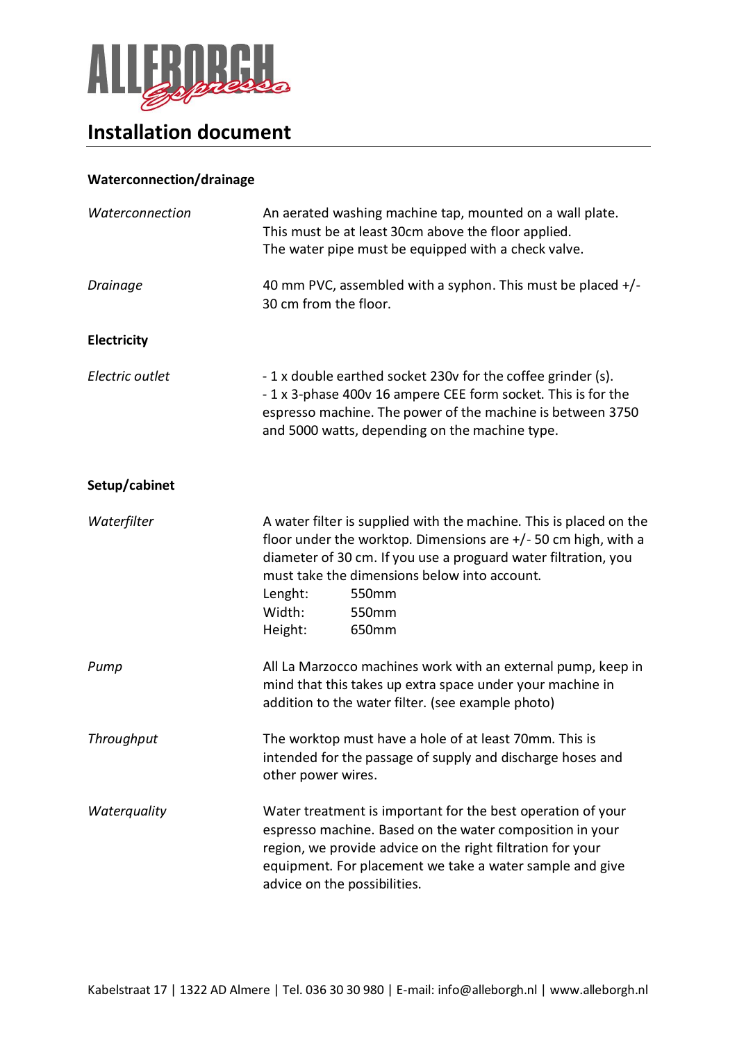# Installation document

## Waterconnection/drainage

*Waterconnection*

An aerated washing machine tap, mounted on a wall plate.
This must be at least 30cm above the floor applied.
The water pipe must be equipped with a check valve.

*Drainage*

40 mm PVC, assembled with a syphon. This must be placed +/- 30 cm from the floor.

## Electricity

*Electric outlet*

- 1 x double earthed socket 230v for the coffee grinder (s).
- 1 x 3-phase 400v 16 ampere CEE form socket. This is for the espresso machine. The power of the machine is between 3750 and 5000 watts, depending on the machine type.

## Setup/cabinet

*Waterfilter*

A water filter is supplied with the machine. This is placed on the floor under the worktop. Dimensions are +/- 50 cm high, with a diameter of 30 cm. If you use a proguard water filtration, you must take the dimensions below into account.

Lenght: 550mm
Width: 550mm
Height: 650mm

*Pump*

All La Marzocco machines work with an external pump, keep in mind that this takes up extra space under your machine in addition to the water filter. (see example photo)

*Throughput*

The worktop must have a hole of at least 70mm. This is intended for the passage of supply and discharge hoses and other power wires.

*Waterquality*

Water treatment is important for the best operation of your espresso machine. Based on the water composition in your region, we provide advice on the right filtration for your equipment. For placement we take a water sample and give advice on the possibilities.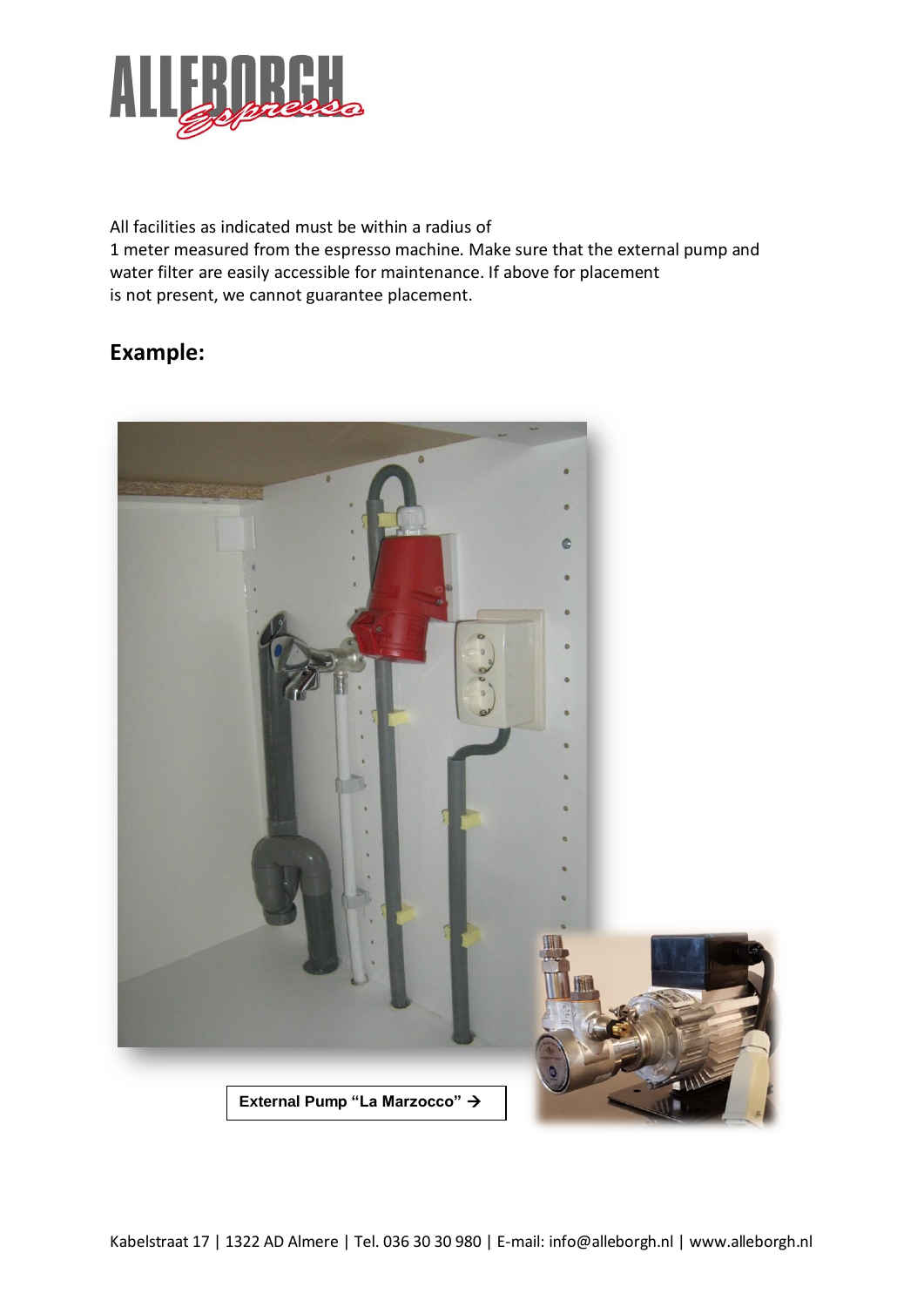All facilities as indicated must be within a radius of
1 meter measured from the espresso machine. Make sure that the external pump and water filter are easily accessible for maintenance. If above for placement is not present, we cannot guarantee placement.

## Example:

**External Pump “La Marzocco” →**